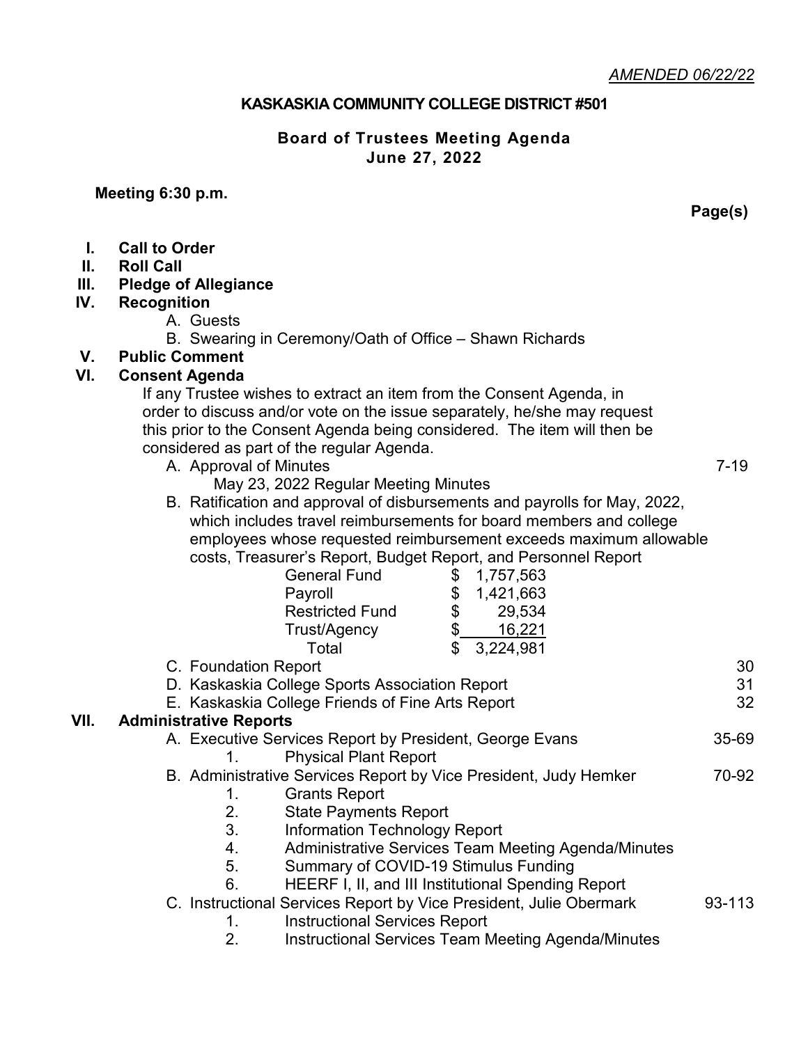*AMENDED 06/22/22*

# KASKASKIA COMMUNITY COLLEGE DISTRICT #501

## Board of Trustees Meeting Agenda
## June 27, 2022

**Meeting 6:30 p.m.**

**Page(s)**

**I. Call to Order**

**II. Roll Call**

**III. Pledge of Allegiance**

**IV. Recognition**

A. Guests

B. Swearing in Ceremony/Oath of Office – Shawn Richards

**V. Public Comment**

**VI. Consent Agenda**

If any Trustee wishes to extract an item from the Consent Agenda, in order to discuss and/or vote on the issue separately, he/she may request this prior to the Consent Agenda being considered. The item will then be considered as part of the regular Agenda.

A. Approval of Minutes — 7-19

May 23, 2022 Regular Meeting Minutes

B. Ratification and approval of disbursements and payrolls for May, 2022, which includes travel reimbursements for board members and college employees whose requested reimbursement exceeds maximum allowable costs, Treasurer's Report, Budget Report, and Personnel Report

| | |
|---|---|
| General Fund | $ 1,757,563 |
| Payroll | $ 1,421,663 |
| Restricted Fund | $ 29,534 |
| Trust/Agency | $ 16,221 |
| Total | $ 3,224,981 |

C. Foundation Report — 30

D. Kaskaskia College Sports Association Report — 31

E. Kaskaskia College Friends of Fine Arts Report — 32

**VII. Administrative Reports**

A. Executive Services Report by President, George Evans — 35-69

1. Physical Plant Report

B. Administrative Services Report by Vice President, Judy Hemker — 70-92

1. Grants Report
2. State Payments Report
3. Information Technology Report
4. Administrative Services Team Meeting Agenda/Minutes
5. Summary of COVID-19 Stimulus Funding
6. HEERF I, II, and III Institutional Spending Report

C. Instructional Services Report by Vice President, Julie Obermark — 93-113

1. Instructional Services Report
2. Instructional Services Team Meeting Agenda/Minutes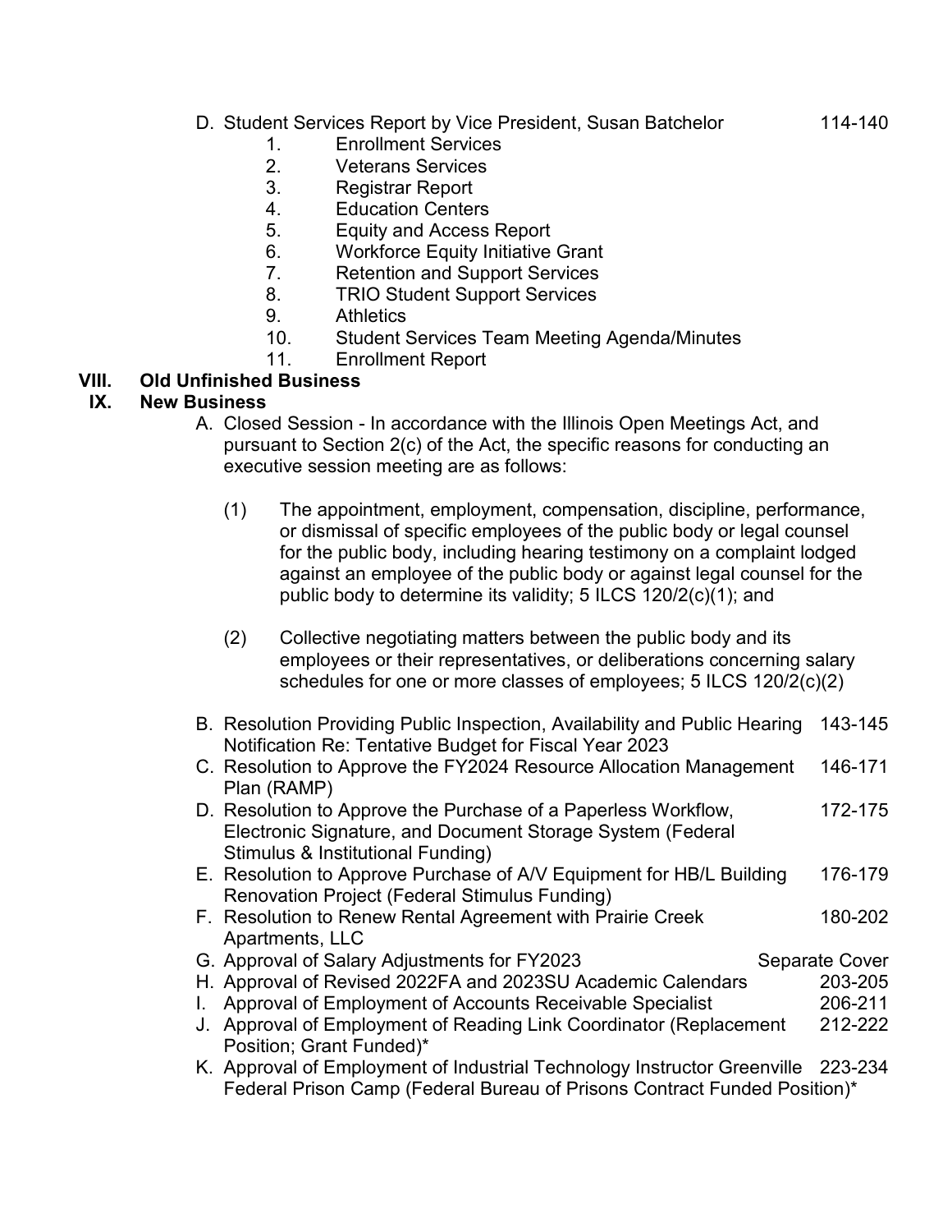D. Student Services Report by Vice President, Susan Batchelor 114-140

1. Enrollment Services
2. Veterans Services
3. Registrar Report
4. Education Centers
5. Equity and Access Report
6. Workforce Equity Initiative Grant
7. Retention and Support Services
8. TRIO Student Support Services
9. Athletics
10. Student Services Team Meeting Agenda/Minutes
11. Enrollment Report

**VIII. Old Unfinished Business**

**IX. New Business**

A. Closed Session - In accordance with the Illinois Open Meetings Act, and pursuant to Section 2(c) of the Act, the specific reasons for conducting an executive session meeting are as follows:

(1) The appointment, employment, compensation, discipline, performance, or dismissal of specific employees of the public body or legal counsel for the public body, including hearing testimony on a complaint lodged against an employee of the public body or against legal counsel for the public body to determine its validity; 5 ILCS 120/2(c)(1); and

(2) Collective negotiating matters between the public body and its employees or their representatives, or deliberations concerning salary schedules for one or more classes of employees; 5 ILCS 120/2(c)(2)

B. Resolution Providing Public Inspection, Availability and Public Hearing Notification Re: Tentative Budget for Fiscal Year 2023 143-145

C. Resolution to Approve the FY2024 Resource Allocation Management Plan (RAMP) 146-171

D. Resolution to Approve the Purchase of a Paperless Workflow, Electronic Signature, and Document Storage System (Federal Stimulus & Institutional Funding) 172-175

E. Resolution to Approve Purchase of A/V Equipment for HB/L Building Renovation Project (Federal Stimulus Funding) 176-179

F. Resolution to Renew Rental Agreement with Prairie Creek Apartments, LLC 180-202

G. Approval of Salary Adjustments for FY2023 Separate Cover

H. Approval of Revised 2022FA and 2023SU Academic Calendars 203-205

I. Approval of Employment of Accounts Receivable Specialist 206-211

J. Approval of Employment of Reading Link Coordinator (Replacement Position; Grant Funded)* 212-222

K. Approval of Employment of Industrial Technology Instructor Greenville Federal Prison Camp (Federal Bureau of Prisons Contract Funded Position)* 223-234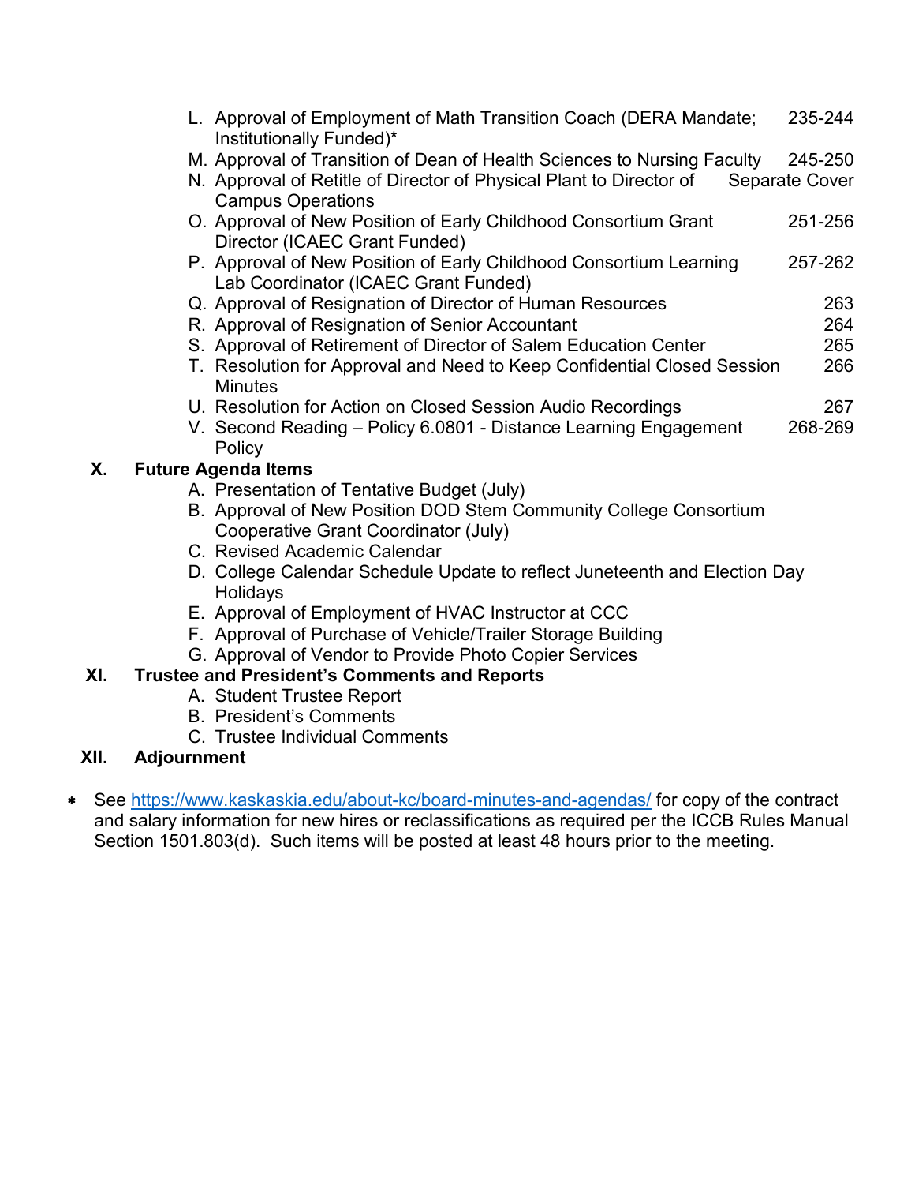L. Approval of Employment of Math Transition Coach (DERA Mandate; Institutionally Funded)* 235-244
M. Approval of Transition of Dean of Health Sciences to Nursing Faculty 245-250
N. Approval of Retitle of Director of Physical Plant to Director of Campus Operations Separate Cover
O. Approval of New Position of Early Childhood Consortium Grant Director (ICAEC Grant Funded) 251-256
P. Approval of New Position of Early Childhood Consortium Learning Lab Coordinator (ICAEC Grant Funded) 257-262
Q. Approval of Resignation of Director of Human Resources 263
R. Approval of Resignation of Senior Accountant 264
S. Approval of Retirement of Director of Salem Education Center 265
T. Resolution for Approval and Need to Keep Confidential Closed Session Minutes 266
U. Resolution for Action on Closed Session Audio Recordings 267
V. Second Reading – Policy 6.0801 - Distance Learning Engagement Policy 268-269

**X. Future Agenda Items**

A. Presentation of Tentative Budget (July)
B. Approval of New Position DOD Stem Community College Consortium Cooperative Grant Coordinator (July)
C. Revised Academic Calendar
D. College Calendar Schedule Update to reflect Juneteenth and Election Day Holidays
E. Approval of Employment of HVAC Instructor at CCC
F. Approval of Purchase of Vehicle/Trailer Storage Building
G. Approval of Vendor to Provide Photo Copier Services

**XI. Trustee and President's Comments and Reports**

A. Student Trustee Report
B. President's Comments
C. Trustee Individual Comments

**XII. Adjournment**

* See https://www.kaskaskia.edu/about-kc/board-minutes-and-agendas/ for copy of the contract and salary information for new hires or reclassifications as required per the ICCB Rules Manual Section 1501.803(d). Such items will be posted at least 48 hours prior to the meeting.